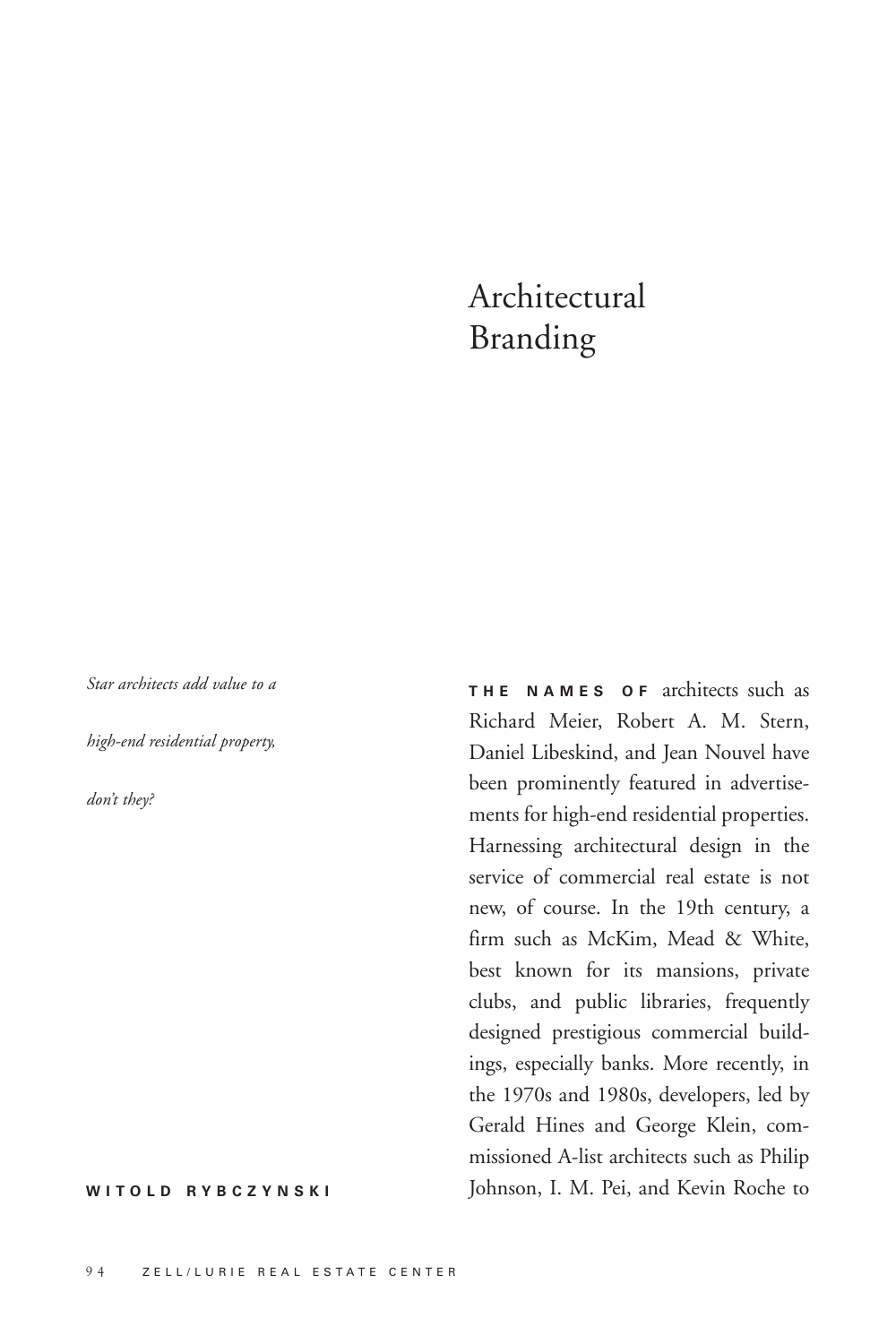# Architectural Branding

*Star architects add value to a high-end residential property, don't they?*

**WITOLD RYBCZYNSKI**

**THE NAMES OF** architects such as Richard Meier, Robert A. M. Stern, Daniel Libeskind, and Jean Nouvel have been prominently featured in advertisements for high-end residential properties. Harnessing architectural design in the service of commercial real estate is not new, of course. In the 19th century, a firm such as McKim, Mead & White, best known for its mansions, private clubs, and public libraries, frequently designed prestigious commercial buildings, especially banks. More recently, in the 1970s and 1980s, developers, led by Gerald Hines and George Klein, commissioned A-list architects such as Philip Johnson, I. M. Pei, and Kevin Roche to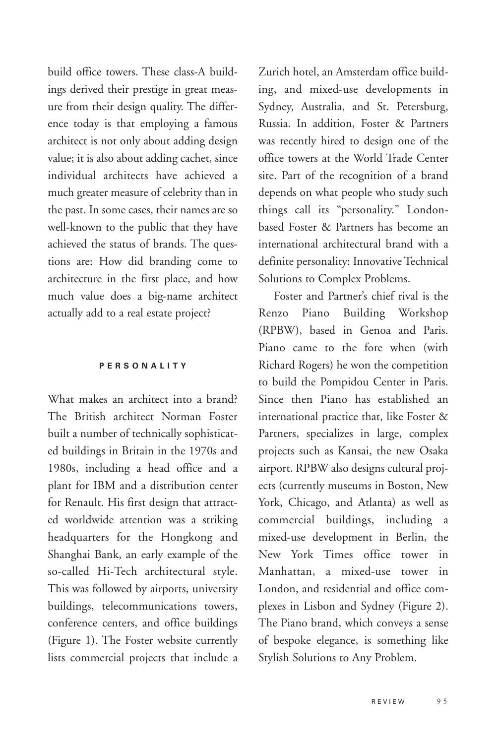build office towers. These class-A buildings derived their prestige in great measure from their design quality. The difference today is that employing a famous architect is not only about adding design value; it is also about adding cachet, since individual architects have achieved a much greater measure of celebrity than in the past. In some cases, their names are so well-known to the public that they have achieved the status of brands. The questions are: How did branding come to architecture in the first place, and how much value does a big-name architect actually add to a real estate project?

## PERSONALITY

What makes an architect into a brand? The British architect Norman Foster built a number of technically sophisticated buildings in Britain in the 1970s and 1980s, including a head office and a plant for IBM and a distribution center for Renault. His first design that attracted worldwide attention was a striking headquarters for the Hongkong and Shanghai Bank, an early example of the so-called Hi-Tech architectural style. This was followed by airports, university buildings, telecommunications towers, conference centers, and office buildings (Figure 1). The Foster website currently lists commercial projects that include a Zurich hotel, an Amsterdam office building, and mixed-use developments in Sydney, Australia, and St. Petersburg, Russia. In addition, Foster & Partners was recently hired to design one of the office towers at the World Trade Center site. Part of the recognition of a brand depends on what people who study such things call its "personality." London-based Foster & Partners has become an international architectural brand with a definite personality: Innovative Technical Solutions to Complex Problems.

Foster and Partner's chief rival is the Renzo Piano Building Workshop (RPBW), based in Genoa and Paris. Piano came to the fore when (with Richard Rogers) he won the competition to build the Pompidou Center in Paris. Since then Piano has established an international practice that, like Foster & Partners, specializes in large, complex projects such as Kansai, the new Osaka airport. RPBW also designs cultural projects (currently museums in Boston, New York, Chicago, and Atlanta) as well as commercial buildings, including a mixed-use development in Berlin, the New York Times office tower in Manhattan, a mixed-use tower in London, and residential and office complexes in Lisbon and Sydney (Figure 2). The Piano brand, which conveys a sense of bespoke elegance, is something like Stylish Solutions to Any Problem.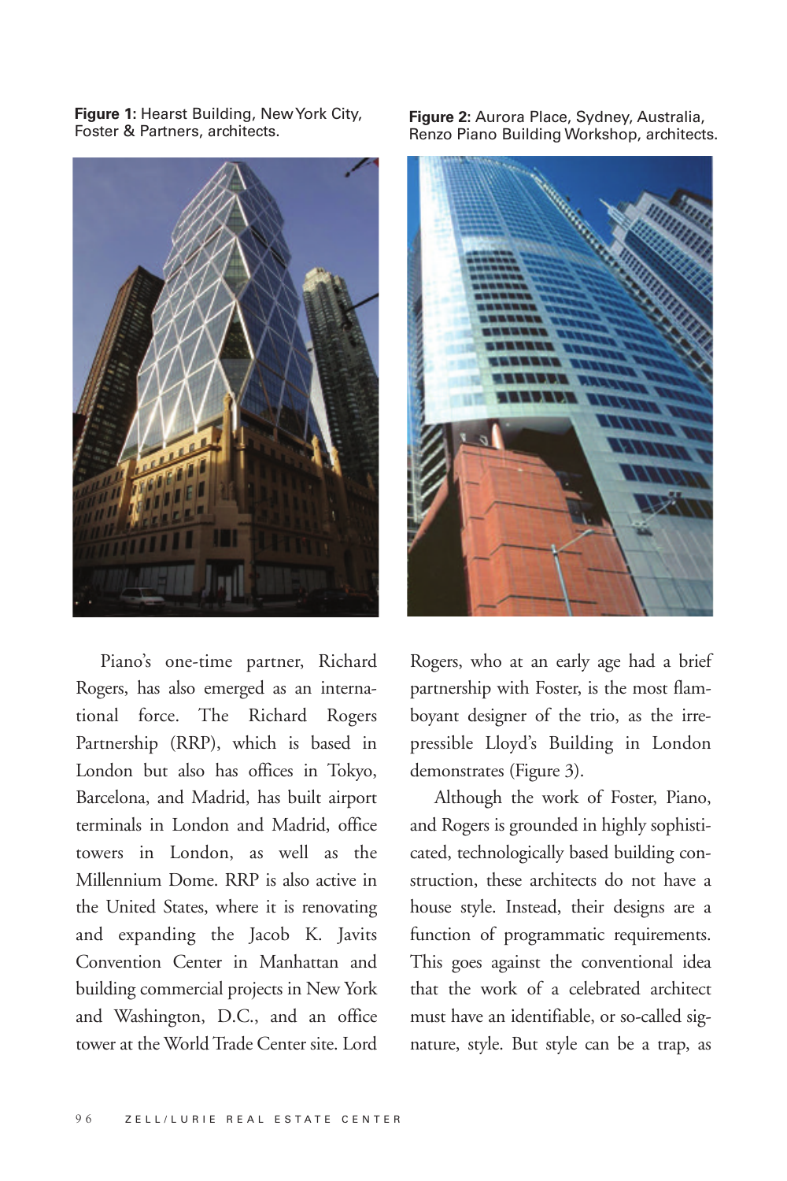**Figure 1:** Hearst Building, New York City, Foster & Partners, architects.

**Figure 2:** Aurora Place, Sydney, Australia, Renzo Piano Building Workshop, architects.

Piano's one-time partner, Richard Rogers, has also emerged as an international force. The Richard Rogers Partnership (RRP), which is based in London but also has offices in Tokyo, Barcelona, and Madrid, has built airport terminals in London and Madrid, office towers in London, as well as the Millennium Dome. RRP is also active in the United States, where it is renovating and expanding the Jacob K. Javits Convention Center in Manhattan and building commercial projects in New York and Washington, D.C., and an office tower at the World Trade Center site. Lord Rogers, who at an early age had a brief partnership with Foster, is the most flamboyant designer of the trio, as the irrepressible Lloyd's Building in London demonstrates (Figure 3).

Although the work of Foster, Piano, and Rogers is grounded in highly sophisticated, technologically based building construction, these architects do not have a house style. Instead, their designs are a function of programmatic requirements. This goes against the conventional idea that the work of a celebrated architect must have an identifiable, or so-called signature, style. But style can be a trap, as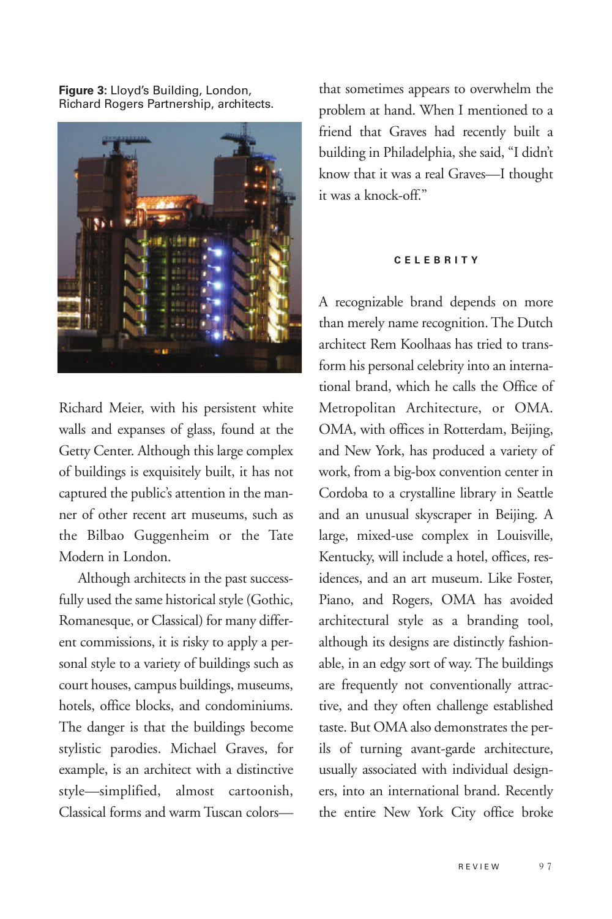**Figure 3:** Lloyd's Building, London, Richard Rogers Partnership, architects.

Richard Meier, with his persistent white walls and expanses of glass, found at the Getty Center. Although this large complex of buildings is exquisitely built, it has not captured the public's attention in the manner of other recent art museums, such as the Bilbao Guggenheim or the Tate Modern in London.

Although architects in the past successfully used the same historical style (Gothic, Romanesque, or Classical) for many different commissions, it is risky to apply a personal style to a variety of buildings such as court houses, campus buildings, museums, hotels, office blocks, and condominiums. The danger is that the buildings become stylistic parodies. Michael Graves, for example, is an architect with a distinctive style—simplified, almost cartoonish, Classical forms and warm Tuscan colors—that sometimes appears to overwhelm the problem at hand. When I mentioned to a friend that Graves had recently built a building in Philadelphia, she said, "I didn't know that it was a real Graves—I thought it was a knock-off."

### CELEBRITY

A recognizable brand depends on more than merely name recognition. The Dutch architect Rem Koolhaas has tried to transform his personal celebrity into an international brand, which he calls the Office of Metropolitan Architecture, or OMA. OMA, with offices in Rotterdam, Beijing, and New York, has produced a variety of work, from a big-box convention center in Cordoba to a crystalline library in Seattle and an unusual skyscraper in Beijing. A large, mixed-use complex in Louisville, Kentucky, will include a hotel, offices, residences, and an art museum. Like Foster, Piano, and Rogers, OMA has avoided architectural style as a branding tool, although its designs are distinctly fashionable, in an edgy sort of way. The buildings are frequently not conventionally attractive, and they often challenge established taste. But OMA also demonstrates the perils of turning avant-garde architecture, usually associated with individual designers, into an international brand. Recently the entire New York City office broke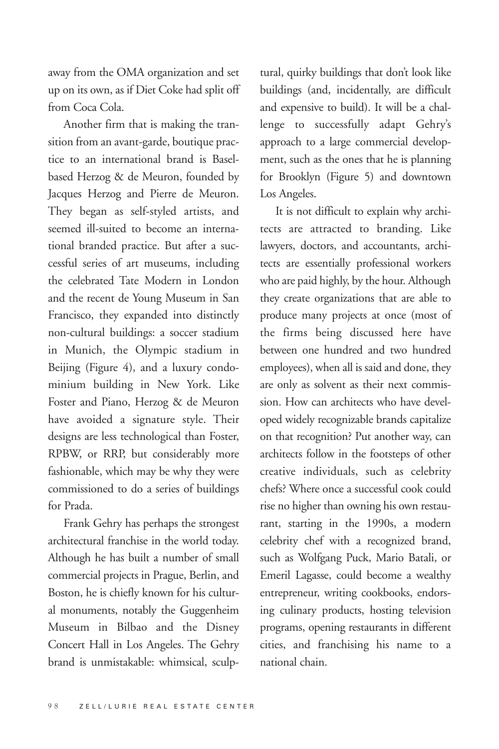away from the OMA organization and set up on its own, as if Diet Coke had split off from Coca Cola.

Another firm that is making the transition from an avant-garde, boutique practice to an international brand is Basel-based Herzog & de Meuron, founded by Jacques Herzog and Pierre de Meuron. They began as self-styled artists, and seemed ill-suited to become an international branded practice. But after a successful series of art museums, including the celebrated Tate Modern in London and the recent de Young Museum in San Francisco, they expanded into distinctly non-cultural buildings: a soccer stadium in Munich, the Olympic stadium in Beijing (Figure 4), and a luxury condominium building in New York. Like Foster and Piano, Herzog & de Meuron have avoided a signature style. Their designs are less technological than Foster, RPBW, or RRP, but considerably more fashionable, which may be why they were commissioned to do a series of buildings for Prada.

Frank Gehry has perhaps the strongest architectural franchise in the world today. Although he has built a number of small commercial projects in Prague, Berlin, and Boston, he is chiefly known for his cultural monuments, notably the Guggenheim Museum in Bilbao and the Disney Concert Hall in Los Angeles. The Gehry brand is unmistakable: whimsical, sculptural, quirky buildings that don't look like buildings (and, incidentally, are difficult and expensive to build). It will be a challenge to successfully adapt Gehry's approach to a large commercial development, such as the ones that he is planning for Brooklyn (Figure 5) and downtown Los Angeles.

It is not difficult to explain why architects are attracted to branding. Like lawyers, doctors, and accountants, architects are essentially professional workers who are paid highly, by the hour. Although they create organizations that are able to produce many projects at once (most of the firms being discussed here have between one hundred and two hundred employees), when all is said and done, they are only as solvent as their next commission. How can architects who have developed widely recognizable brands capitalize on that recognition? Put another way, can architects follow in the footsteps of other creative individuals, such as celebrity chefs? Where once a successful cook could rise no higher than owning his own restaurant, starting in the 1990s, a modern celebrity chef with a recognized brand, such as Wolfgang Puck, Mario Batali, or Emeril Lagasse, could become a wealthy entrepreneur, writing cookbooks, endorsing culinary products, hosting television programs, opening restaurants in different cities, and franchising his name to a national chain.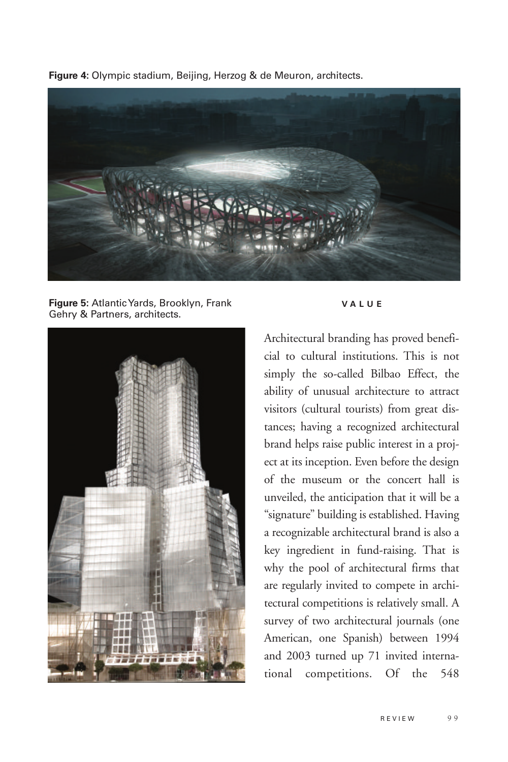**Figure 4:** Olympic stadium, Beijing, Herzog & de Meuron, architects.

**Figure 5:** Atlantic Yards, Brooklyn, Frank Gehry & Partners, architects.

## VALUE

Architectural branding has proved beneficial to cultural institutions. This is not simply the so-called Bilbao Effect, the ability of unusual architecture to attract visitors (cultural tourists) from great distances; having a recognized architectural brand helps raise public interest in a project at its inception. Even before the design of the museum or the concert hall is unveiled, the anticipation that it will be a "signature" building is established. Having a recognizable architectural brand is also a key ingredient in fund-raising. That is why the pool of architectural firms that are regularly invited to compete in architectural competitions is relatively small. A survey of two architectural journals (one American, one Spanish) between 1994 and 2003 turned up 71 invited international competitions. Of the 548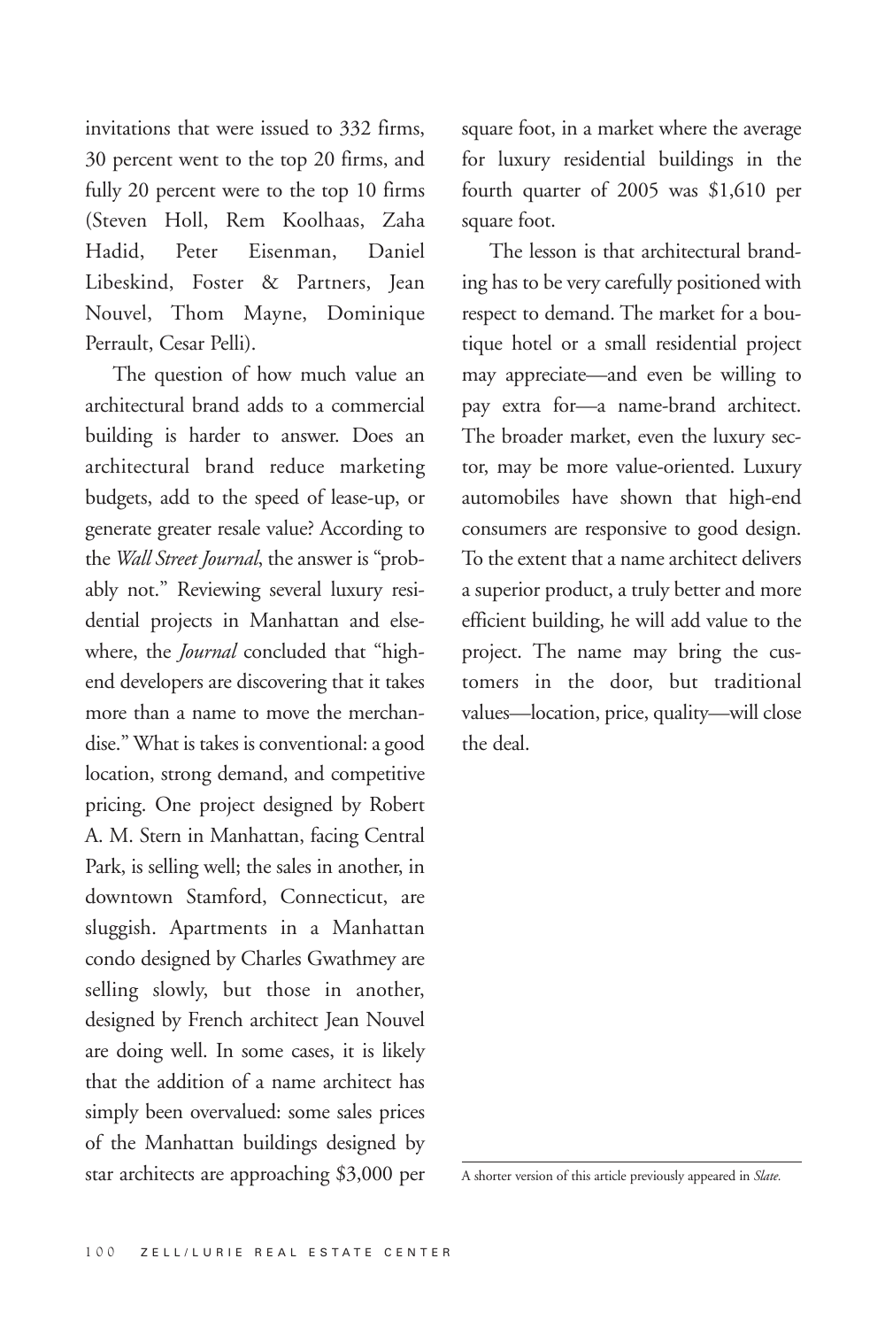invitations that were issued to 332 firms, 30 percent went to the top 20 firms, and fully 20 percent were to the top 10 firms (Steven Holl, Rem Koolhaas, Zaha Hadid, Peter Eisenman, Daniel Libeskind, Foster & Partners, Jean Nouvel, Thom Mayne, Dominique Perrault, Cesar Pelli).

The question of how much value an architectural brand adds to a commercial building is harder to answer. Does an architectural brand reduce marketing budgets, add to the speed of lease-up, or generate greater resale value? According to the *Wall Street Journal*, the answer is "probably not." Reviewing several luxury residential projects in Manhattan and elsewhere, the *Journal* concluded that "high-end developers are discovering that it takes more than a name to move the merchandise." What is takes is conventional: a good location, strong demand, and competitive pricing. One project designed by Robert A. M. Stern in Manhattan, facing Central Park, is selling well; the sales in another, in downtown Stamford, Connecticut, are sluggish. Apartments in a Manhattan condo designed by Charles Gwathmey are selling slowly, but those in another, designed by French architect Jean Nouvel are doing well. In some cases, it is likely that the addition of a name architect has simply been overvalued: some sales prices of the Manhattan buildings designed by star architects are approaching $3,000 per square foot, in a market where the average for luxury residential buildings in the fourth quarter of 2005 was $1,610 per square foot.

The lesson is that architectural branding has to be very carefully positioned with respect to demand. The market for a boutique hotel or a small residential project may appreciate—and even be willing to pay extra for—a name-brand architect. The broader market, even the luxury sector, may be more value-oriented. Luxury automobiles have shown that high-end consumers are responsive to good design. To the extent that a name architect delivers a superior product, a truly better and more efficient building, he will add value to the project. The name may bring the customers in the door, but traditional values—location, price, quality—will close the deal.

---

A shorter version of this article previously appeared in *Slate*.